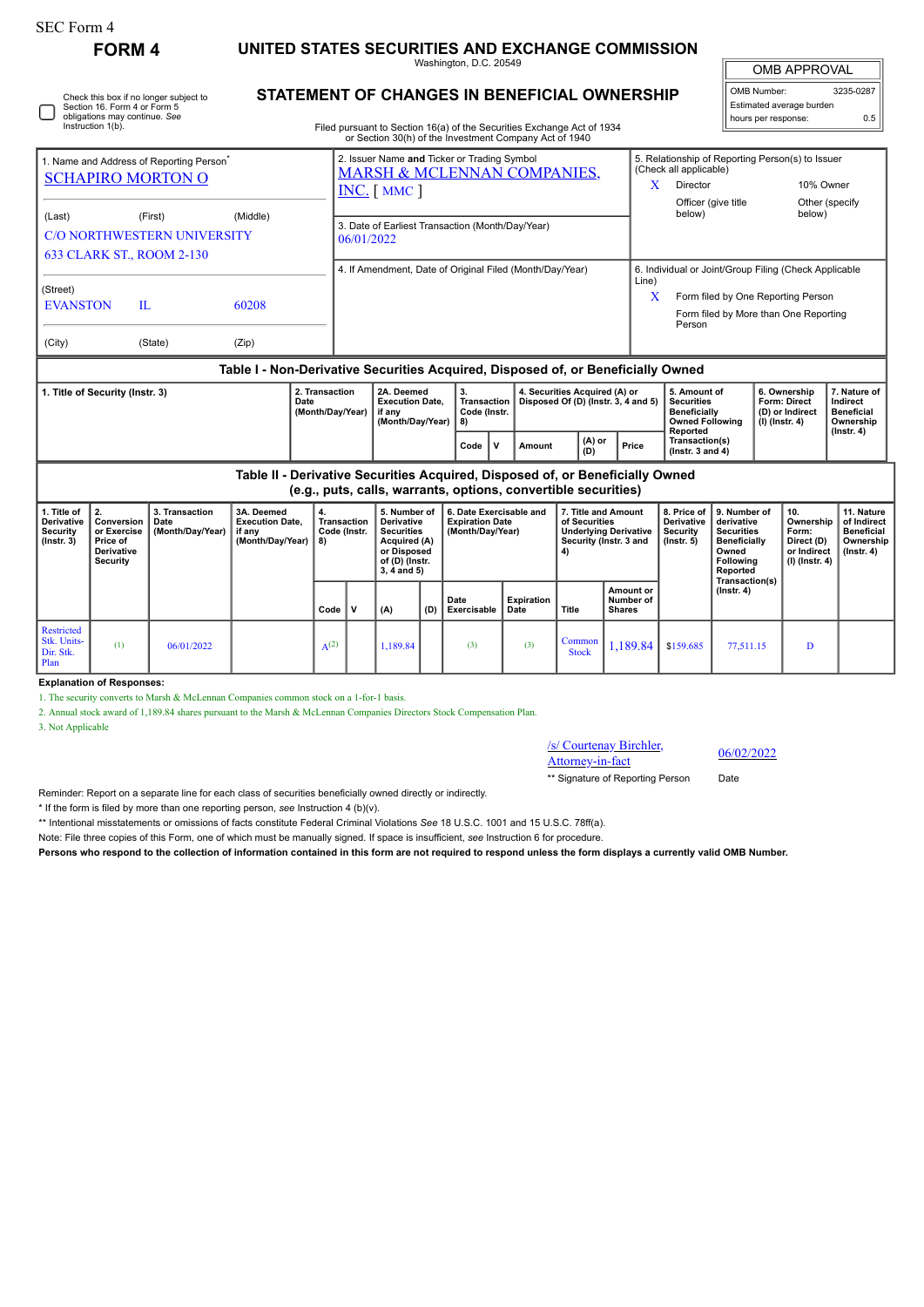SEC Form 4

**FORM 4**

# UNITED STATES SECURITIES AND EXCHANGE COMMISSION

Washington, D.C. 20549

## STATEMENT OF CHANGES IN BENEFICIAL OWNERSHIP

Filed pursuant to Section 16(a) of the Securities Exchange Act of 1934 or Section 30(h) of the Investment Company Act of 1940

| OMB APPROVAL | |
|---|---|
| OMB Number: | 3235-0287 |
| Estimated average burden | |
| hours per response: | 0.5 |

☐ Check this box if no longer subject to Section 16. Form 4 or Form 5 obligations may continue. *See* Instruction 1(b).

1. Name and Address of Reporting Person*
SCHAPIRO MORTON O

(Last) (First) (Middle)
C/O NORTHWESTERN UNIVERSITY
633 CLARK ST., ROOM 2-130

(Street)
EVANSTON IL 60208

(City) (State) (Zip)

2. Issuer Name **and** Ticker or Trading Symbol
MARSH & MCLENNAN COMPANIES, INC. [ MMC ]

3. Date of Earliest Transaction (Month/Day/Year)
06/01/2022

4. If Amendment, Date of Original Filed (Month/Day/Year)

5. Relationship of Reporting Person(s) to Issuer (Check all applicable)
X Director
10% Owner
Officer (give title below)
Other (specify below)

6. Individual or Joint/Group Filing (Check Applicable Line)
X Form filed by One Reporting Person
Form filed by More than One Reporting Person

### Table I - Non-Derivative Securities Acquired, Disposed of, or Beneficially Owned

| 1. Title of Security (Instr. 3) | 2. Transaction Date (Month/Day/Year) | 2A. Deemed Execution Date, if any (Month/Day/Year) | 3. Transaction Code (Instr. 8) | | 4. Securities Acquired (A) or Disposed Of (D) (Instr. 3, 4 and 5) | | | 5. Amount of Securities Beneficially Owned Following Reported Transaction(s) (Instr. 3 and 4) | 6. Ownership Form: Direct (D) or Indirect (I) (Instr. 4) | 7. Nature of Indirect Beneficial Ownership (Instr. 4) |
|---|---|---|---|---|---|---|---|---|---|---|
| | | | Code | V | Amount | (A) or (D) | Price | | | |

### Table II - Derivative Securities Acquired, Disposed of, or Beneficially Owned (e.g., puts, calls, warrants, options, convertible securities)

| 1. Title of Derivative Security (Instr. 3) | 2. Conversion or Exercise Price of Derivative Security | 3. Transaction Date (Month/Day/Year) | 3A. Deemed Execution Date, if any (Month/Day/Year) | 4. Transaction Code (Instr. 8) | | 5. Number of Derivative Securities Acquired (A) or Disposed of (D) (Instr. 3, 4 and 5) | | 6. Date Exercisable and Expiration Date (Month/Day/Year) | | 7. Title and Amount of Securities Underlying Derivative Security (Instr. 3 and 4) | | 8. Price of Derivative Security (Instr. 5) | 9. Number of derivative Securities Beneficially Owned Following Reported Transaction(s) (Instr. 4) | 10. Ownership Form: Direct (D) or Indirect (I) (Instr. 4) | 11. Nature of Indirect Beneficial Ownership (Instr. 4) |
|---|---|---|---|---|---|---|---|---|---|---|---|---|---|---|---|
| | | | | Code | V | (A) | (D) | Date Exercisable | Expiration Date | Title | Amount or Number of Shares | | | | |
| Restricted Stk. Units-Dir. Stk. Plan | (1) | 06/01/2022 | | A(2) | | 1,189.84 | | (3) | (3) | Common Stock | 1,189.84 | $159.685 | 77,511.15 | D | |

**Explanation of Responses:**

1. The security converts to Marsh & McLennan Companies common stock on a 1-for-1 basis.
2. Annual stock award of 1,189.84 shares pursuant to the Marsh & McLennan Companies Directors Stock Compensation Plan.
3. Not Applicable

/s/ Courtenay Birchler, Attorney-in-fact — 06/02/2022

** Signature of Reporting Person — Date

Reminder: Report on a separate line for each class of securities beneficially owned directly or indirectly.

\* If the form is filed by more than one reporting person, *see* Instruction 4 (b)(v).

\*\* Intentional misstatements or omissions of facts constitute Federal Criminal Violations *See* 18 U.S.C. 1001 and 15 U.S.C. 78ff(a).

Note: File three copies of this Form, one of which must be manually signed. If space is insufficient, *see* Instruction 6 for procedure.

**Persons who respond to the collection of information contained in this form are not required to respond unless the form displays a currently valid OMB Number.**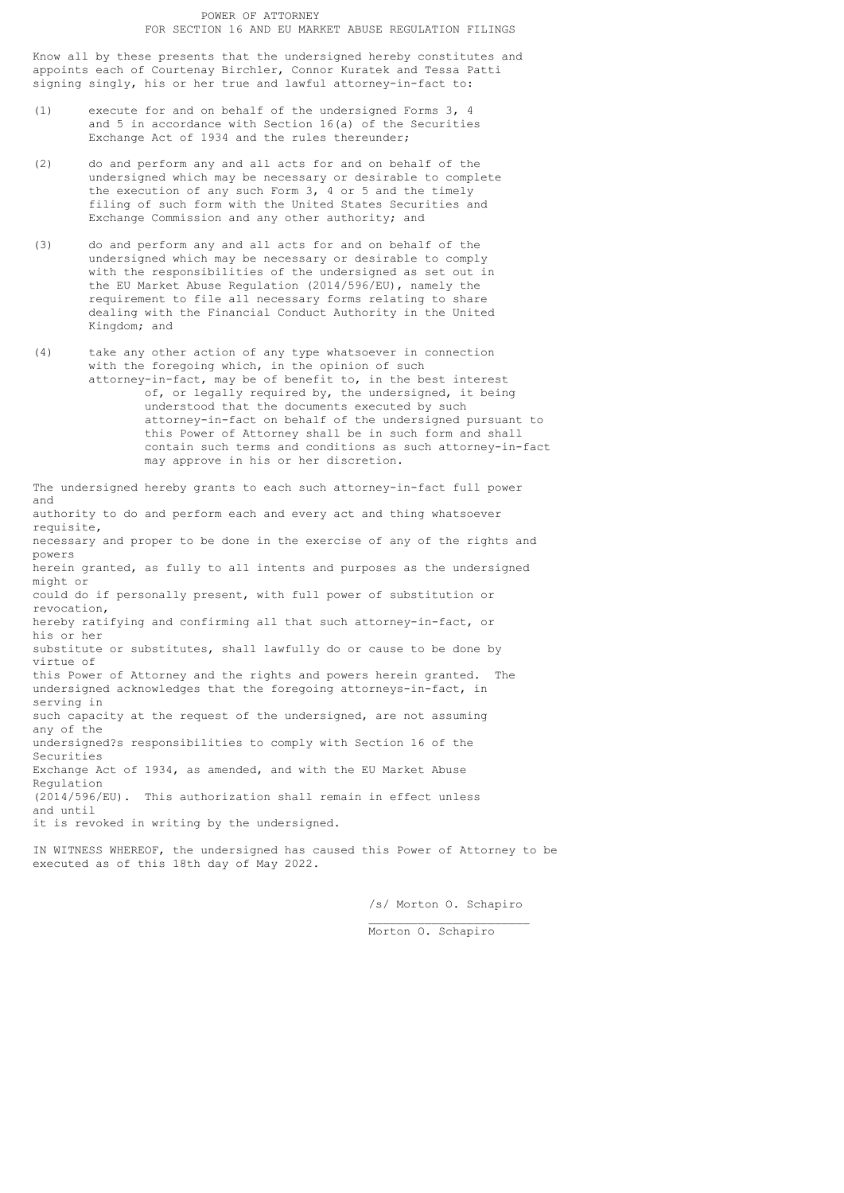# POWER OF ATTORNEY
## FOR SECTION 16 AND EU MARKET ABUSE REGULATION FILINGS

Know all by these presents that the undersigned hereby constitutes and appoints each of Courtenay Birchler, Connor Kuratek and Tessa Patti signing singly, his or her true and lawful attorney-in-fact to:

(1) execute for and on behalf of the undersigned Forms 3, 4 and 5 in accordance with Section 16(a) of the Securities Exchange Act of 1934 and the rules thereunder;

(2) do and perform any and all acts for and on behalf of the undersigned which may be necessary or desirable to complete the execution of any such Form 3, 4 or 5 and the timely filing of such form with the United States Securities and Exchange Commission and any other authority; and

(3) do and perform any and all acts for and on behalf of the undersigned which may be necessary or desirable to comply with the responsibilities of the undersigned as set out in the EU Market Abuse Regulation (2014/596/EU), namely the requirement to file all necessary forms relating to share dealing with the Financial Conduct Authority in the United Kingdom; and

(4) take any other action of any type whatsoever in connection with the foregoing which, in the opinion of such attorney-in-fact, may be of benefit to, in the best interest of, or legally required by, the undersigned, it being understood that the documents executed by such attorney-in-fact on behalf of the undersigned pursuant to this Power of Attorney shall be in such form and shall contain such terms and conditions as such attorney-in-fact may approve in his or her discretion.

The undersigned hereby grants to each such attorney-in-fact full power and authority to do and perform each and every act and thing whatsoever requisite, necessary and proper to be done in the exercise of any of the rights and powers herein granted, as fully to all intents and purposes as the undersigned might or could do if personally present, with full power of substitution or revocation, hereby ratifying and confirming all that such attorney-in-fact, or his or her substitute or substitutes, shall lawfully do or cause to be done by virtue of this Power of Attorney and the rights and powers herein granted. The undersigned acknowledges that the foregoing attorneys-in-fact, in serving in such capacity at the request of the undersigned, are not assuming any of the undersigned?s responsibilities to comply with Section 16 of the Securities Exchange Act of 1934, as amended, and with the EU Market Abuse Regulation (2014/596/EU). This authorization shall remain in effect unless and until it is revoked in writing by the undersigned.

IN WITNESS WHEREOF, the undersigned has caused this Power of Attorney to be executed as of this 18th day of May 2022.

/s/ Morton O. Schapiro

\_\_\_\_\_\_\_\_\_\_\_\_\_\_\_\_\_\_\_\_\_\_\_

Morton O. Schapiro